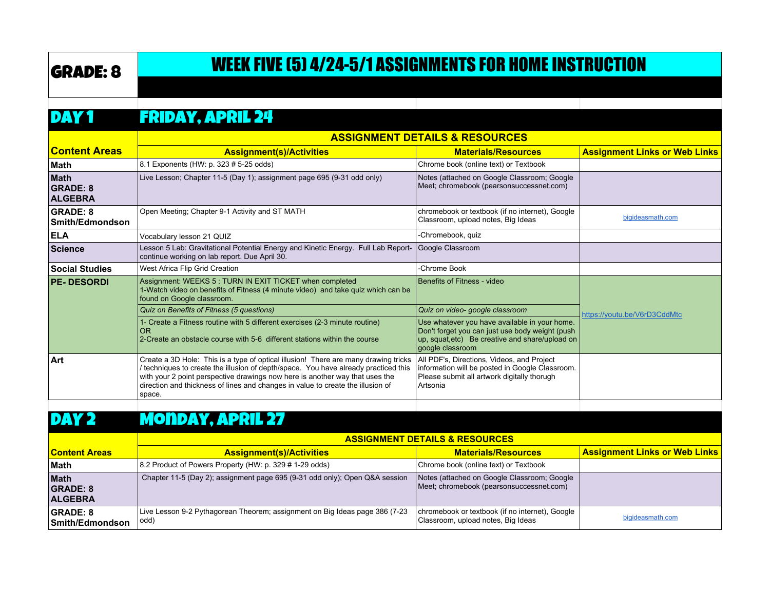# GRADE: 8

# WEEK FIVE (5) 4/24-5/1 ASSIGNMENTS FOR HOME INSTRUCTION

## DAY 1 FRIDAY, APRIL 24

| Content Areas | Assignment(s)/Activities | Materials/Resources | Assignment Links or Web Links |
|---|---|---|---|
| | **ASSIGNMENT DETAILS & RESOURCES** | | |
| **Math** | 8.1 Exponents (HW: p. 323 # 5-25 odds) | Chrome book (online text) or Textbook | |
| **Math GRADE: 8 ALGEBRA** | Live Lesson; Chapter 11-5 (Day 1); assignment page 695 (9-31 odd only) | Notes (attached on Google Classroom; Google Meet; chromebook (pearsonsuccessnet.com) | |
| **GRADE: 8 Smith/Edmondson** | Open Meeting; Chapter 9-1 Activity and ST MATH | chromebook or textbook (if no internet), Google Classroom, upload notes, Big Ideas | bigideasmath.com |
| **ELA** | Vocabulary lesson 21 QUIZ | -Chromebook, quiz | |
| **Science** | Lesson 5 Lab: Gravitational Potential Energy and Kinetic Energy. Full Lab Report- continue working on lab report. Due April 30. | Google Classroom | |
| **Social Studies** | West Africa Flip Grid Creation | -Chrome Book | |
| **PE- DESORDI** | Assignment: WEEKS 5 : TURN IN EXIT TICKET when completed<br>1-Watch video on benefits of Fitness (4 minute video) and take quiz which can be found on Google classroom. | Benefits of Fitness - video | https://youtu.be/V6rD3CddMtc |
| | *Quiz on Benefits of Fitness (5 questions)* | *Quiz on video- google classroom* | |
| | 1- Create a Fitness routine with 5 different exercises (2-3 minute routine)<br>OR<br>2-Create an obstacle course with 5-6 different stations within the course | Use whatever you have available in your home. Don't forget you can just use body weight (push up, squat,etc) Be creative and share/upload on google classroom | |
| **Art** | Create a 3D Hole: This is a type of optical illusion! There are many drawing tricks / techniques to create the illusion of depth/space. You have already practiced this with your 2 point perspective drawings now here is another way that uses the direction and thickness of lines and changes in value to create the illusion of space. | All PDF's, Directions, Videos, and Project information will be posted in Google Classroom. Please submit all artwork digitally thorugh Artsonia | |

## DAY 2 MONDAY, APRIL 27

| Content Areas | Assignment(s)/Activities | Materials/Resources | Assignment Links or Web Links |
|---|---|---|---|
| | **ASSIGNMENT DETAILS & RESOURCES** | | |
| **Math** | 8.2 Product of Powers Property (HW: p. 329 # 1-29 odds) | Chrome book (online text) or Textbook | |
| **Math GRADE: 8 ALGEBRA** | Chapter 11-5 (Day 2); assignment page 695 (9-31 odd only); Open Q&A session | Notes (attached on Google Classroom; Google Meet; chromebook (pearsonsuccessnet.com) | |
| **GRADE: 8 Smith/Edmondson** | Live Lesson 9-2 Pythagorean Theorem; assignment on Big Ideas page 386 (7-23 odd) | chromebook or textbook (if no internet), Google Classroom, upload notes, Big Ideas | bigideasmath.com |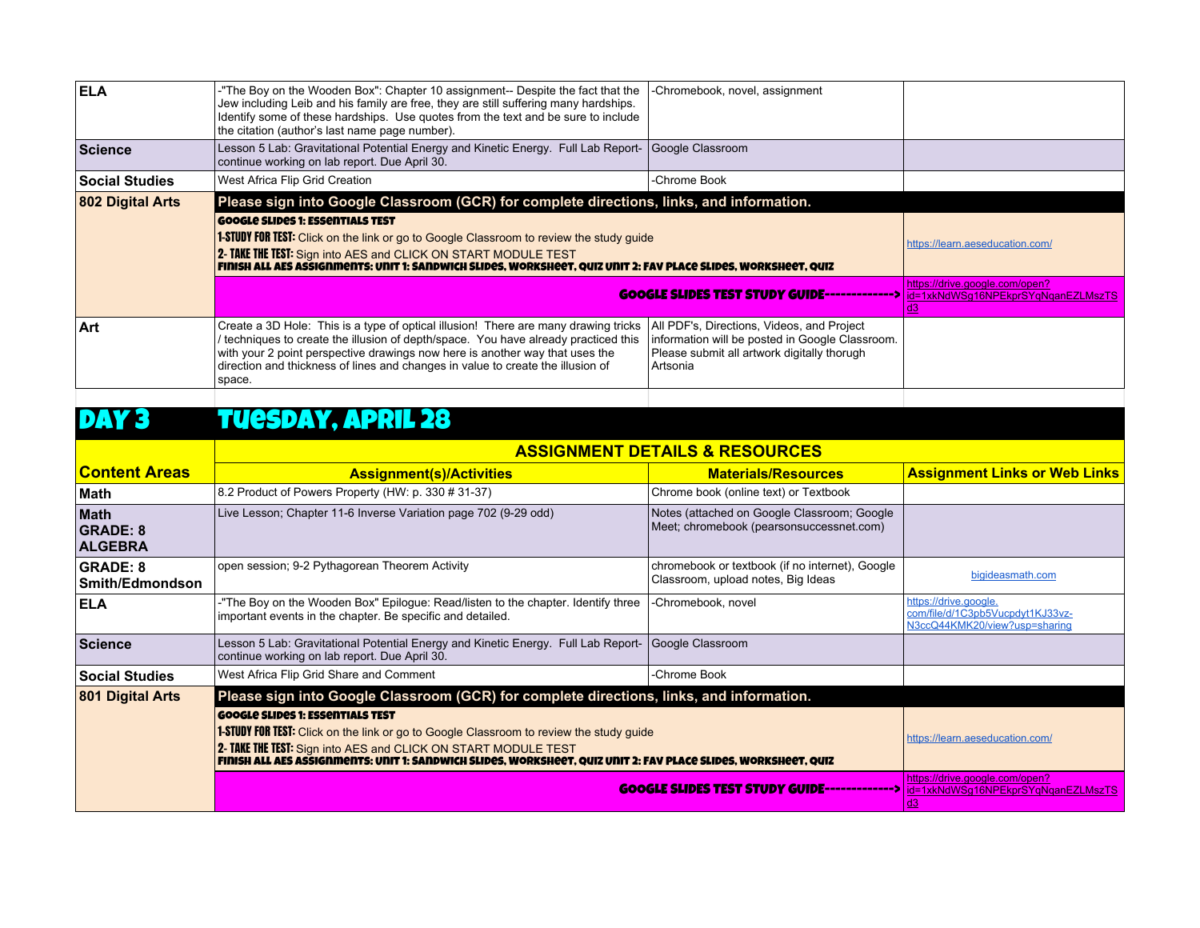| ELA | -"The Boy on the Wooden Box": Chapter 10 assignment-- Despite the fact that the Jew including Leib and his family are free, they are still suffering many hardships. Identify some of these hardships. Use quotes from the text and be sure to include the citation (author's last name page number). | -Chromebook, novel, assignment | |
|---|---|---|---|
| Science | Lesson 5 Lab: Gravitational Potential Energy and Kinetic Energy. Full Lab Report- continue working on lab report. Due April 30. | Google Classroom | |
| Social Studies | West Africa Flip Grid Creation | -Chrome Book | |
| 802 Digital Arts | Please sign into Google Classroom (GCR) for complete directions, links, and information. | | |
| | **GOOGLE SLIDES 1: ESSENTIALS TEST**<br>**1-STUDY FOR TEST:** Click on the link or go to Google Classroom to review the study guide<br>**2- TAKE THE TEST:** Sign into AES and CLICK ON START MODULE TEST<br>**FINISH ALL AES ASSIGNMENTS: UNIT 1: SANDWICH SLIDES, WORKSHEET, QUIZ UNIT 2: FAV PLACE SLIDES, WORKSHEET, QUIZ** | | https://learn.aeseducation.com/ |
| | **GOOGLE SLIDES TEST STUDY GUIDE------------->** | | https://drive.google.com/open?id=1xkNdWSg16NPEkprSYqNqanEZLMszTSd3 |
| Art | Create a 3D Hole: This is a type of optical illusion! There are many drawing tricks / techniques to create the illusion of depth/space. You have already practiced this with your 2 point perspective drawings now here is another way that uses the direction and thickness of lines and changes in value to create the illusion of space. | All PDF's, Directions, Videos, and Project information will be posted in Google Classroom. Please submit all artwork digitally thorugh Artsonia | |

# DAY 3 TUESDAY, APRIL 28

| Content Areas | ASSIGNMENT DETAILS & RESOURCES | | |
|---|---|---|---|
| | Assignment(s)/Activities | Materials/Resources | Assignment Links or Web Links |
| Math | 8.2 Product of Powers Property (HW: p. 330 # 31-37) | Chrome book (online text) or Textbook | |
| Math GRADE: 8 ALGEBRA | Live Lesson; Chapter 11-6 Inverse Variation page 702 (9-29 odd) | Notes (attached on Google Classroom; Google Meet; chromebook (pearsonsuccessnet.com) | |
| GRADE: 8 Smith/Edmondson | open session; 9-2 Pythagorean Theorem Activity | chromebook or textbook (if no internet), Google Classroom, upload notes, Big Ideas | bigideasmath.com |
| ELA | -"The Boy on the Wooden Box" Epilogue: Read/listen to the chapter. Identify three important events in the chapter. Be specific and detailed. | -Chromebook, novel | https://drive.google.com/file/d/1C3pb5Vucpdyt1KJ33vz-N3ccQ44KMK20/view?usp=sharing |
| Science | Lesson 5 Lab: Gravitational Potential Energy and Kinetic Energy. Full Lab Report- continue working on lab report. Due April 30. | Google Classroom | |
| Social Studies | West Africa Flip Grid Share and Comment | -Chrome Book | |
| 801 Digital Arts | Please sign into Google Classroom (GCR) for complete directions, links, and information. | | |
| | **GOOGLE SLIDES 1: ESSENTIALS TEST**<br>**1-STUDY FOR TEST:** Click on the link or go to Google Classroom to review the study guide<br>**2- TAKE THE TEST:** Sign into AES and CLICK ON START MODULE TEST<br>**FINISH ALL AES ASSIGNMENTS: UNIT 1: SANDWICH SLIDES, WORKSHEET, QUIZ UNIT 2: FAV PLACE SLIDES, WORKSHEET, QUIZ** | | https://learn.aeseducation.com/ |
| | **GOOGLE SLIDES TEST STUDY GUIDE------------->** | | https://drive.google.com/open?id=1xkNdWSg16NPEkprSYqNqanEZLMszTSd3 |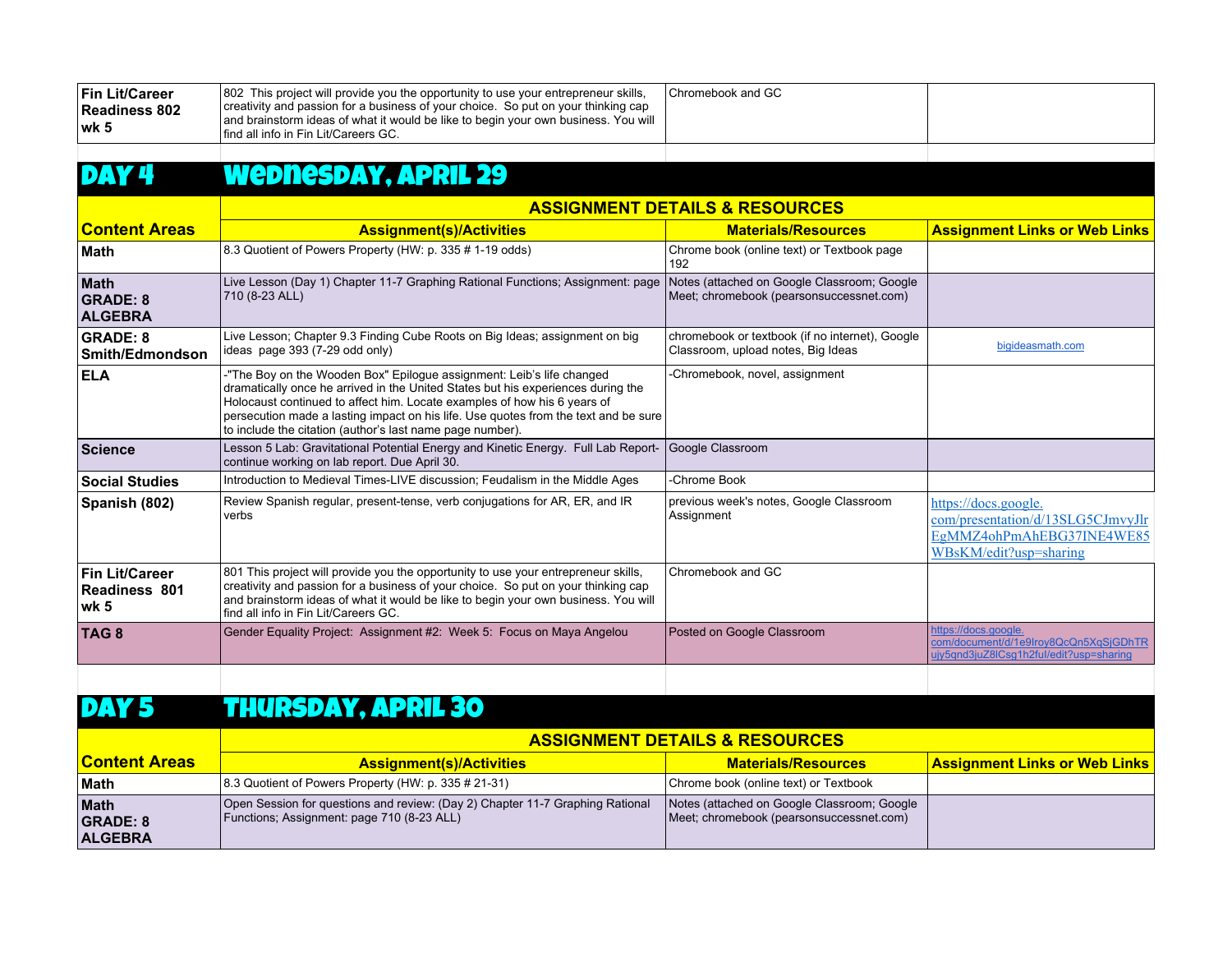| Fin Lit/Career Readiness 802 wk 5 | 802 This project will provide you the opportunity to use your entrepreneur skills, creativity and passion for a business of your choice. So put on your thinking cap and brainstorm ideas of what it would be like to begin your own business. You will find all info in Fin Lit/Careers GC. | Chromebook and GC | |
|---|---|---|---|

## DAY 4 Wednesday, April 29

| | ASSIGNMENT DETAILS & RESOURCES | | |
|---|---|---|---|
| **Content Areas** | **Assignment(s)/Activities** | **Materials/Resources** | **Assignment Links or Web Links** |
| **Math** | 8.3 Quotient of Powers Property (HW: p. 335 # 1-19 odds) | Chrome book (online text) or Textbook page 192 | |
| **Math GRADE: 8 ALGEBRA** | Live Lesson (Day 1) Chapter 11-7 Graphing Rational Functions; Assignment: page 710 (8-23 ALL) | Notes (attached on Google Classroom; Google Meet; chromebook (pearsonsuccessnet.com) | |
| **GRADE: 8 Smith/Edmondson** | Live Lesson; Chapter 9.3 Finding Cube Roots on Big Ideas; assignment on big ideas page 393 (7-29 odd only) | chromebook or textbook (if no internet), Google Classroom, upload notes, Big Ideas | bigideasmath.com |
| **ELA** | -"The Boy on the Wooden Box" Epilogue assignment: Leib's life changed dramatically once he arrived in the United States but his experiences during the Holocaust continued to affect him. Locate examples of how his 6 years of persecution made a lasting impact on his life. Use quotes from the text and be sure to include the citation (author's last name page number). | -Chromebook, novel, assignment | |
| **Science** | Lesson 5 Lab: Gravitational Potential Energy and Kinetic Energy. Full Lab Report- continue working on lab report. Due April 30. | Google Classroom | |
| **Social Studies** | Introduction to Medieval Times-LIVE discussion; Feudalism in the Middle Ages | -Chrome Book | |
| **Spanish (802)** | Review Spanish regular, present-tense, verb conjugations for AR, ER, and IR verbs | previous week's notes, Google Classroom Assignment | https://docs.google.com/presentation/d/13SLG5CJmvyJlrEgMMZ4ohPmAhEBG37INE4WE85WBsKM/edit?usp=sharing |
| **Fin Lit/Career Readiness 801 wk 5** | 801 This project will provide you the opportunity to use your entrepreneur skills, creativity and passion for a business of your choice. So put on your thinking cap and brainstorm ideas of what it would be like to begin your own business. You will find all info in Fin Lit/Careers GC. | Chromebook and GC | |
| **TAG 8** | Gender Equality Project: Assignment #2: Week 5: Focus on Maya Angelou | Posted on Google Classroom | https://docs.google.com/document/d/1e9lroy8QcQn5XqSjGDhTRujy5qnd3juZ8lCsg1h2ful/edit?usp=sharing |

## DAY 5 Thursday, April 30

| | ASSIGNMENT DETAILS & RESOURCES | | |
|---|---|---|---|
| **Content Areas** | **Assignment(s)/Activities** | **Materials/Resources** | **Assignment Links or Web Links** |
| **Math** | 8.3 Quotient of Powers Property (HW: p. 335 # 21-31) | Chrome book (online text) or Textbook | |
| **Math GRADE: 8 ALGEBRA** | Open Session for questions and review: (Day 2) Chapter 11-7 Graphing Rational Functions; Assignment: page 710 (8-23 ALL) | Notes (attached on Google Classroom; Google Meet; chromebook (pearsonsuccessnet.com) | |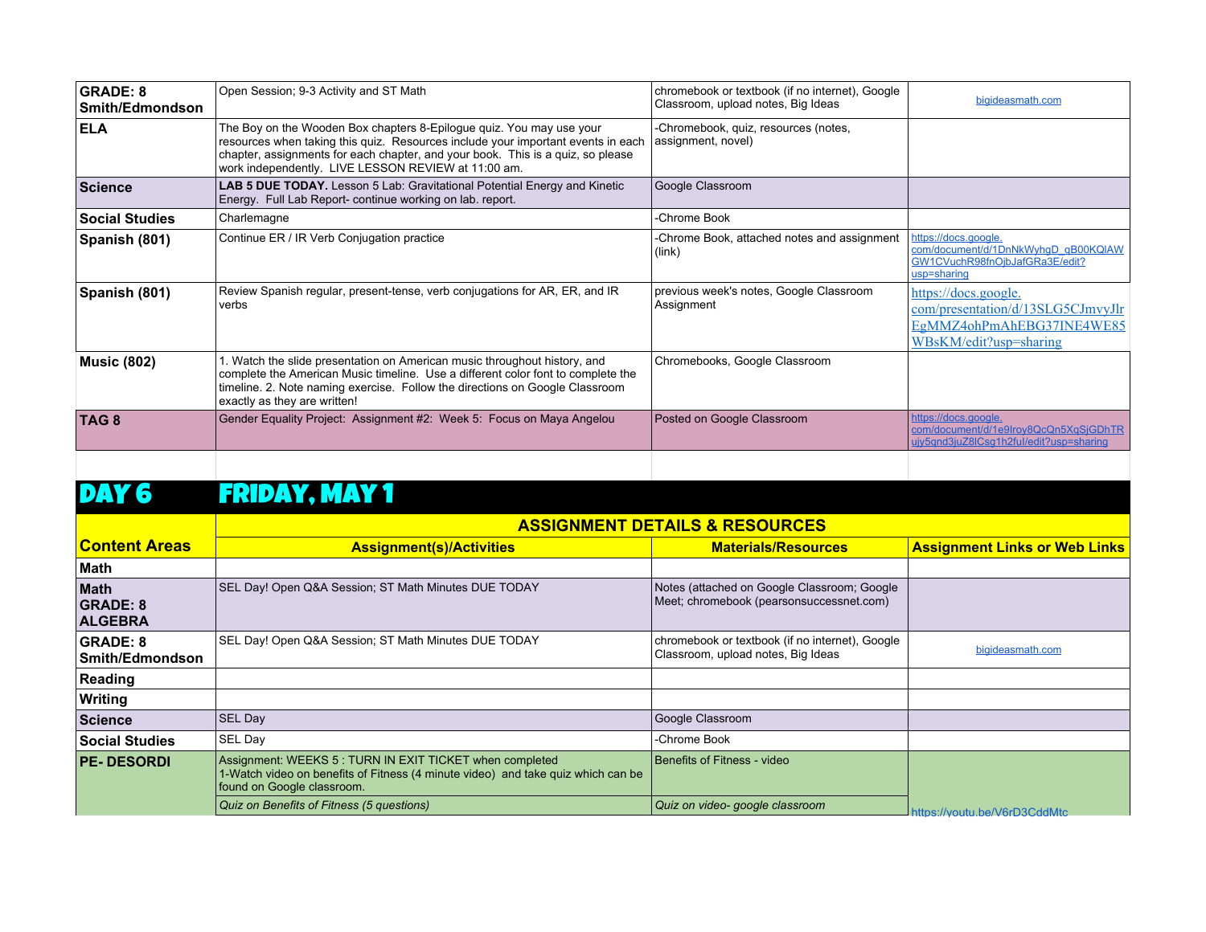| GRADE: 8 Smith/Edmondson | Open Session; 9-3 Activity and ST Math | chromebook or textbook (if no internet), Google Classroom, upload notes, Big Ideas | bigideasmath.com |
|---|---|---|---|
| **ELA** | The Boy on the Wooden Box chapters 8-Epilogue quiz. You may use your resources when taking this quiz. Resources include your important events in each chapter, assignments for each chapter, and your book. This is a quiz, so please work independently. LIVE LESSON REVIEW at 11:00 am. | -Chromebook, quiz, resources (notes, assignment, novel) | |
| **Science** | **LAB 5 DUE TODAY.** Lesson 5 Lab: Gravitational Potential Energy and Kinetic Energy. Full Lab Report- continue working on lab. report. | Google Classroom | |
| **Social Studies** | Charlemagne | -Chrome Book | |
| **Spanish (801)** | Continue ER / IR Verb Conjugation practice | -Chrome Book, attached notes and assignment (link) | https://docs.google.com/document/d/1DnNkWyhgD_qB00KQlAWGW1CVuchR98fnOjbJafGRa3E/edit?usp=sharing |
| **Spanish (801)** | Review Spanish regular, present-tense, verb conjugations for AR, ER, and IR verbs | previous week's notes, Google Classroom Assignment | https://docs.google.com/presentation/d/13SLG5CJmvyJlrEgMMZ4ohPmAhEBG37INE4WE85WBsKM/edit?usp=sharing |
| **Music (802)** | 1. Watch the slide presentation on American music throughout history, and complete the American Music timeline. Use a different color font to complete the timeline. 2. Note naming exercise. Follow the directions on Google Classroom exactly as they are written! | Chromebooks, Google Classroom | |
| **TAG 8** | Gender Equality Project: Assignment #2: Week 5: Focus on Maya Angelou | Posted on Google Classroom | https://docs.google.com/document/d/1e9lroy8QcQn5XqSjGDhTRujy5qnd3juZ8lCsg1h2ful/edit?usp=sharing |

# DAY 6 FRIDAY, MAY 1

| Content Areas | ASSIGNMENT DETAILS & RESOURCES | | |
|---|---|---|---|
| | **Assignment(s)/Activities** | **Materials/Resources** | **Assignment Links or Web Links** |
| **Math** | | | |
| **Math GRADE: 8 ALGEBRA** | SEL Day! Open Q&A Session; ST Math Minutes DUE TODAY | Notes (attached on Google Classroom; Google Meet; chromebook (pearsonsuccessnet.com) | |
| **GRADE: 8 Smith/Edmondson** | SEL Day! Open Q&A Session; ST Math Minutes DUE TODAY | chromebook or textbook (if no internet), Google Classroom, upload notes, Big Ideas | bigideasmath.com |
| **Reading** | | | |
| **Writing** | | | |
| **Science** | SEL Day | Google Classroom | |
| **Social Studies** | SEL Day | -Chrome Book | |
| **PE- DESORDI** | Assignment: WEEKS 5 : TURN IN EXIT TICKET when completed<br>1-Watch video on benefits of Fitness (4 minute video) and take quiz which can be found on Google classroom. | Benefits of Fitness - video | https://youtu.be/V6rD3CddMtc |
| | *Quiz on Benefits of Fitness (5 questions)* | *Quiz on video- google classroom* | |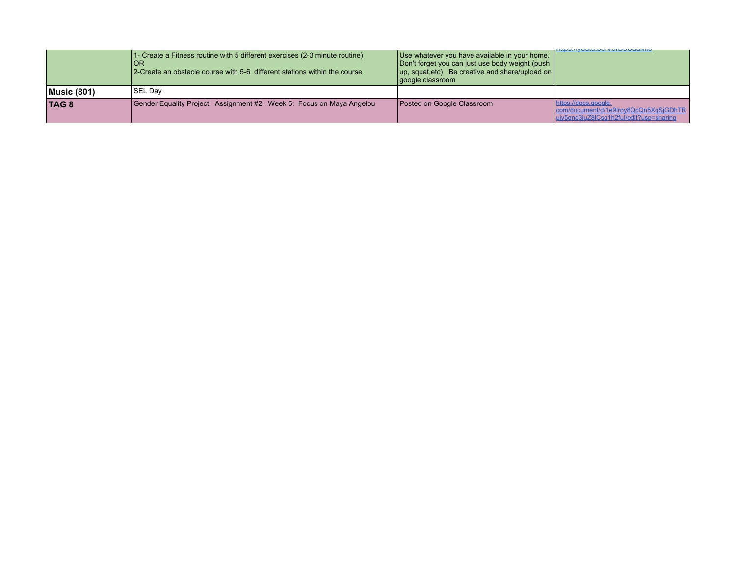| | | | |
|---|---|---|---|
| | 1- Create a Fitness routine with 5 different exercises (2-3 minute routine)<br>OR<br>2-Create an obstacle course with 5-6 different stations within the course | Use whatever you have available in your home. Don't forget you can just use body weight (push up, squat,etc) Be creative and share/upload on google classroom | https://youtu.be/v6rD6Gdiwlo |
| **Music (801)** | SEL Day | | |
| **TAG 8** | Gender Equality Project: Assignment #2: Week 5: Focus on Maya Angelou | Posted on Google Classroom | https://docs.google.com/document/d/1e9lroy8QcQn5XqSjGDhTRujy5qnd3juZ8lCsg1h2ful/edit?usp=sharing |